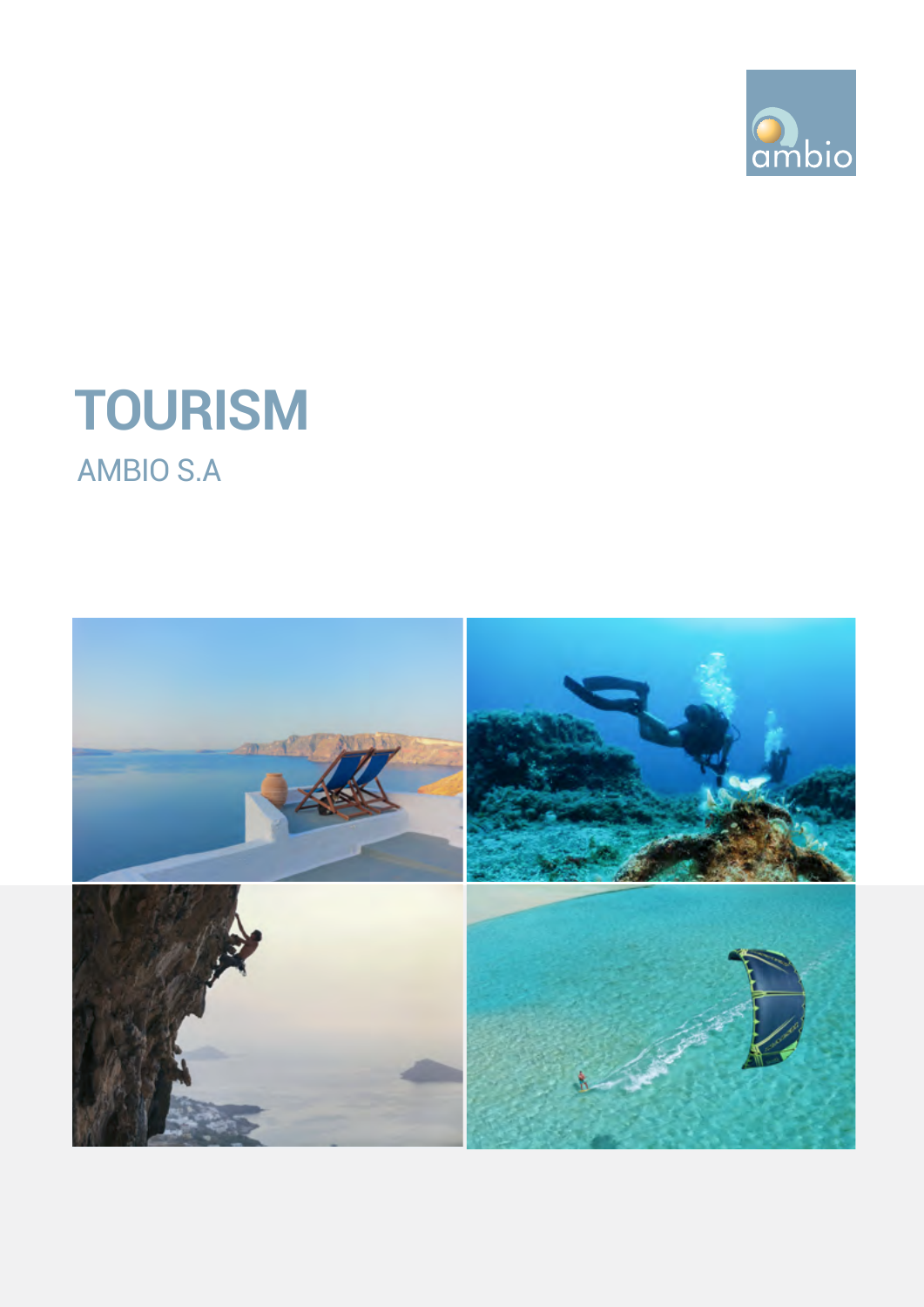ambio

# TOURISM

AMBIO S.A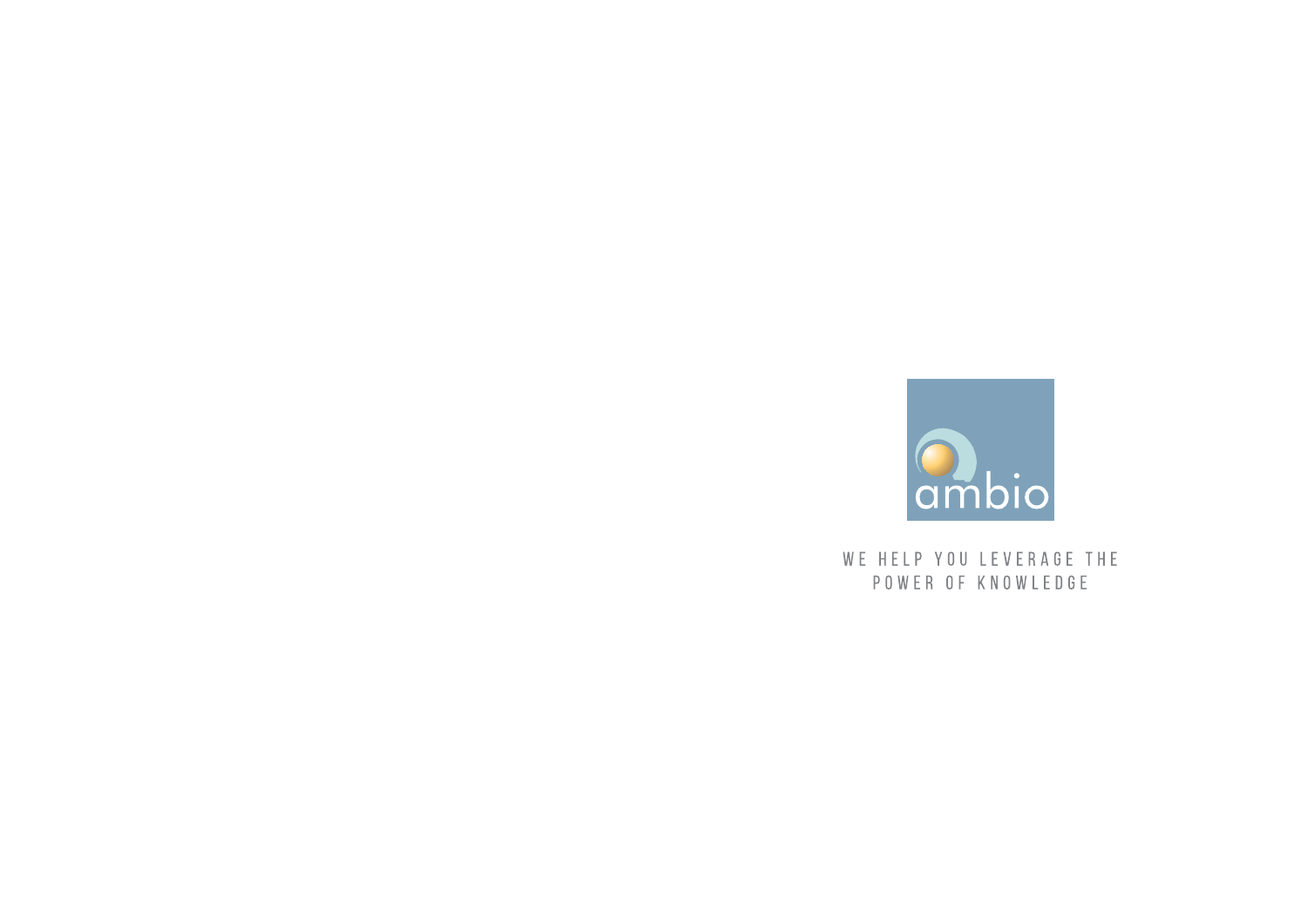ambio

WE HELP YOU LEVERAGE THE POWER OF KNOWLEDGE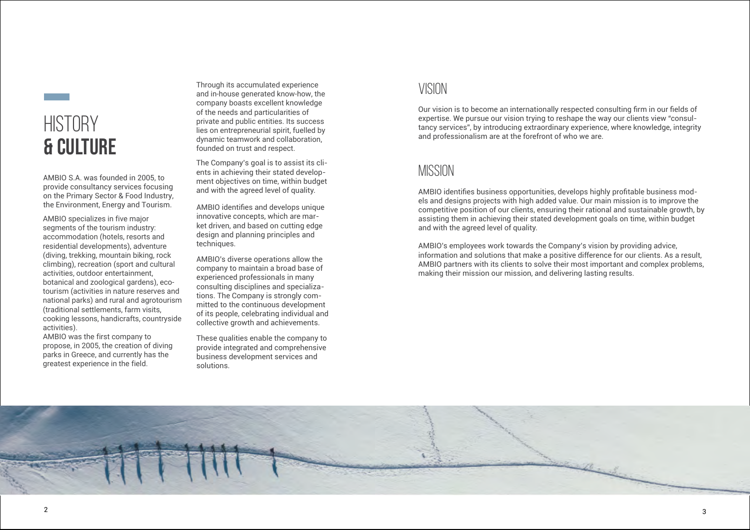# HISTORY & CULTURE

AMBIO S.A. was founded in 2005, to provide consultancy services focusing on the Primary Sector & Food Industry, the Environment, Energy and Tourism.

AMBIO specializes in five major segments of the tourism industry: accommodation (hotels, resorts and residential developments), adventure (diving, trekking, mountain biking, rock climbing), recreation (sport and cultural activities, outdoor entertainment, botanical and zoological gardens), eco-tourism (activities in nature reserves and national parks) and rural and agrotourism (traditional settlements, farm visits, cooking lessons, handicrafts, countryside activities).
AMBIO was the first company to propose, in 2005, the creation of diving parks in Greece, and currently has the greatest experience in the field.

Through its accumulated experience and in-house generated know-how, the company boasts excellent knowledge of the needs and particularities of private and public entities. Its success lies on entrepreneurial spirit, fuelled by dynamic teamwork and collaboration, founded on trust and respect.

The Company's goal is to assist its clients in achieving their stated development objectives on time, within budget and with the agreed level of quality.

AMBIO identifies and develops unique innovative concepts, which are market driven, and based on cutting edge design and planning principles and techniques.

AMBIO's diverse operations allow the company to maintain a broad base of experienced professionals in many consulting disciplines and specializations. The Company is strongly committed to the continuous development of its people, celebrating individual and collective growth and achievements.

These qualities enable the company to provide integrated and comprehensive business development services and solutions.

## VISION

Our vision is to become an internationally respected consulting firm in our fields of expertise. We pursue our vision trying to reshape the way our clients view "consultancy services", by introducing extraordinary experience, where knowledge, integrity and professionalism are at the forefront of who we are.

## MISSION

AMBIO identifies business opportunities, develops highly profitable business models and designs projects with high added value. Our main mission is to improve the competitive position of our clients, ensuring their rational and sustainable growth, by assisting them in achieving their stated development goals on time, within budget and with the agreed level of quality.

AMBIO's employees work towards the Company's vision by providing advice, information and solutions that make a positive difference for our clients. As a result, AMBIO partners with its clients to solve their most important and complex problems, making their mission our mission, and delivering lasting results.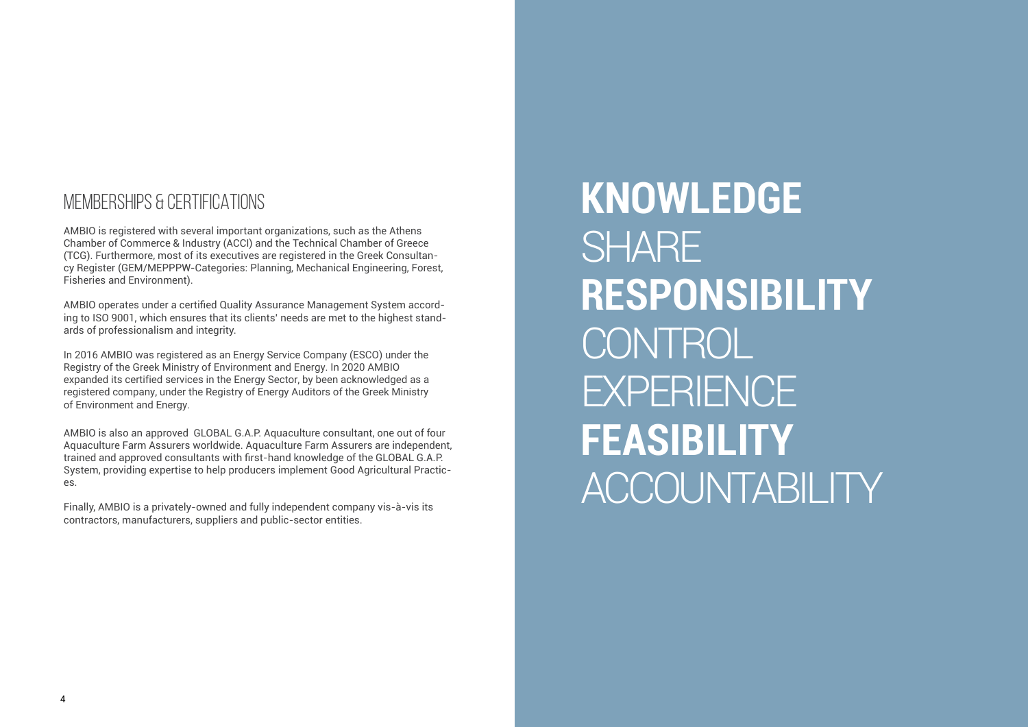## MEMBERSHIPS & CERTIFICATIONS

AMBIO is registered with several important organizations, such as the Athens Chamber of Commerce & Industry (ACCI) and the Technical Chamber of Greece (TCG). Furthermore, most of its executives are registered in the Greek Consultancy Register (GEM/MEPPPW-Categories: Planning, Mechanical Engineering, Forest, Fisheries and Environment).

AMBIO operates under a certified Quality Assurance Management System according to ISO 9001, which ensures that its clients' needs are met to the highest standards of professionalism and integrity.

In 2016 AMBIO was registered as an Energy Service Company (ESCO) under the Registry of the Greek Ministry of Environment and Energy. In 2020 AMBIO expanded its certified services in the Energy Sector, by been acknowledged as a registered company, under the Registry of Energy Auditors of the Greek Ministry of Environment and Energy.

AMBIO is also an approved GLOBAL G.A.P. Aquaculture consultant, one out of four Aquaculture Farm Assurers worldwide. Aquaculture Farm Assurers are independent, trained and approved consultants with first-hand knowledge of the GLOBAL G.A.P. System, providing expertise to help producers implement Good Agricultural Practices.

Finally, AMBIO is a privately-owned and fully independent company vis-à-vis its contractors, manufacturers, suppliers and public-sector entities.

**KNOWLEDGE**
SHARE
**RESPONSIBILITY**
CONTROL
EXPERIENCE
**FEASIBILITY**
ACCOUNTABILITY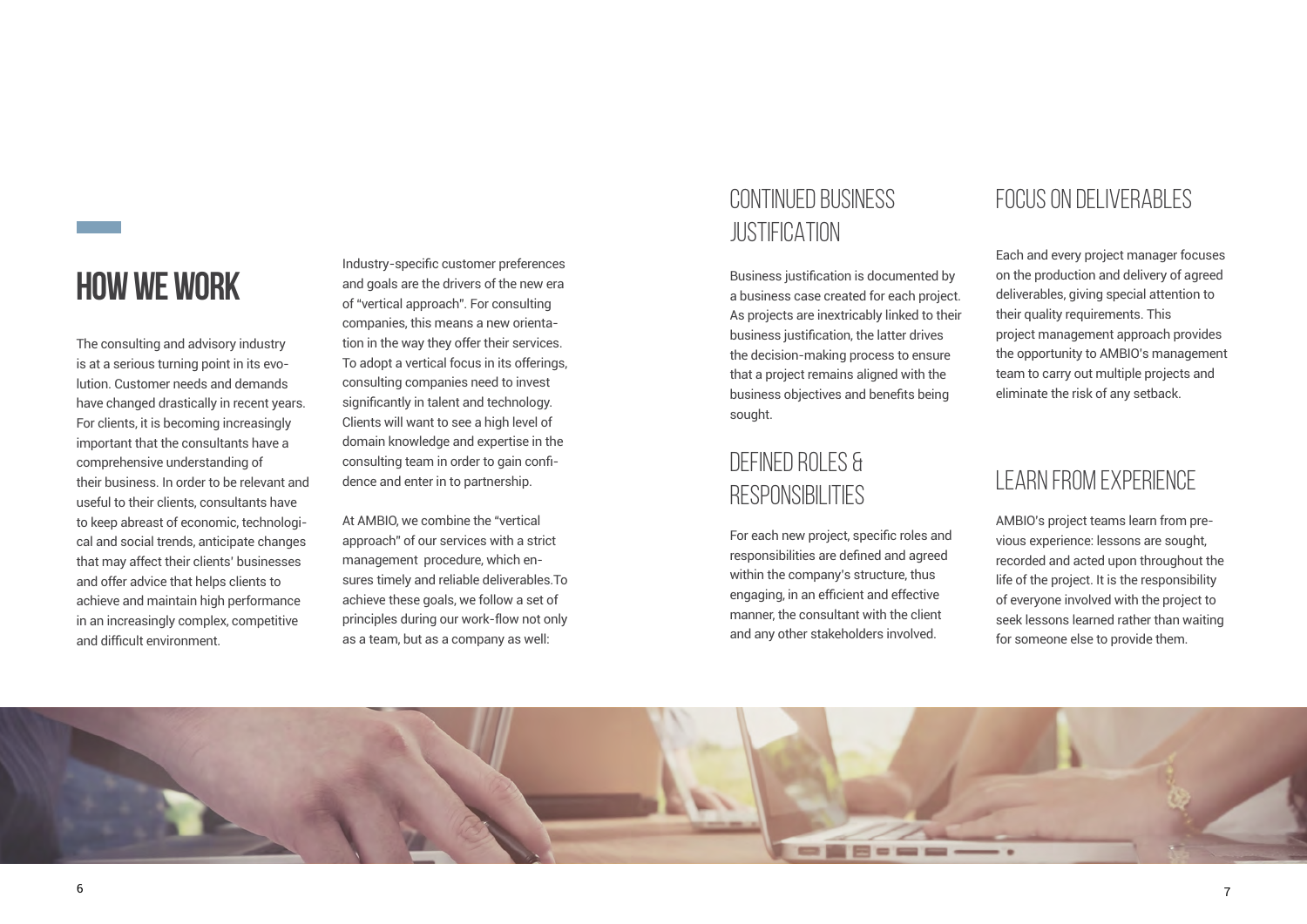# HOW WE WORK

The consulting and advisory industry is at a serious turning point in its evolution. Customer needs and demands have changed drastically in recent years. For clients, it is becoming increasingly important that the consultants have a comprehensive understanding of their business. In order to be relevant and useful to their clients, consultants have to keep abreast of economic, technological and social trends, anticipate changes that may affect their clients' businesses and offer advice that helps clients to achieve and maintain high performance in an increasingly complex, competitive and difficult environment.

Industry-specific customer preferences and goals are the drivers of the new era of "vertical approach". For consulting companies, this means a new orientation in the way they offer their services. To adopt a vertical focus in its offerings, consulting companies need to invest significantly in talent and technology. Clients will want to see a high level of domain knowledge and expertise in the consulting team in order to gain confidence and enter in to partnership.

At AMBIO, we combine the "vertical approach" of our services with a strict management procedure, which ensures timely and reliable deliverables.To achieve these goals, we follow a set of principles during our work-flow not only as a team, but as a company as well:

## CONTINUED BUSINESS JUSTIFICATION

Business justification is documented by a business case created for each project. As projects are inextricably linked to their business justification, the latter drives the decision-making process to ensure that a project remains aligned with the business objectives and benefits being sought.

## DEFINED ROLES & RESPONSIBILITIES

For each new project, specific roles and responsibilities are defined and agreed within the company's structure, thus engaging, in an efficient and effective manner, the consultant with the client and any other stakeholders involved.

## FOCUS ON DELIVERABLES

Each and every project manager focuses on the production and delivery of agreed deliverables, giving special attention to their quality requirements. This project management approach provides the opportunity to AMBIO's management team to carry out multiple projects and eliminate the risk of any setback.

## LEARN FROM EXPERIENCE

AMBIO's project teams learn from previous experience: lessons are sought, recorded and acted upon throughout the life of the project. It is the responsibility of everyone involved with the project to seek lessons learned rather than waiting for someone else to provide them.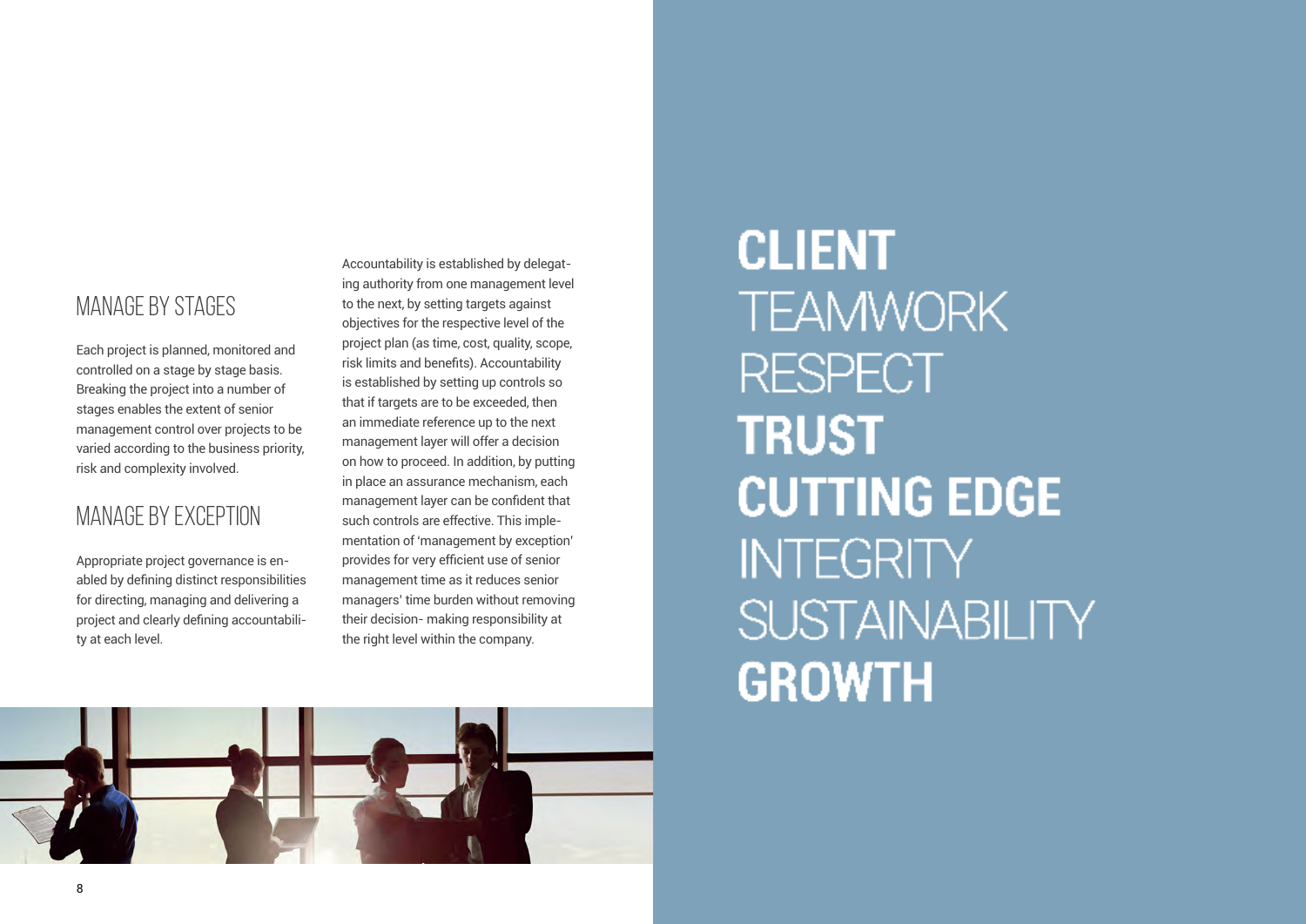## MANAGE BY STAGES

Each project is planned, monitored and controlled on a stage by stage basis. Breaking the project into a number of stages enables the extent of senior management control over projects to be varied according to the business priority, risk and complexity involved.

## MANAGE BY EXCEPTION

Appropriate project governance is enabled by defining distinct responsibilities for directing, managing and delivering a project and clearly defining accountability at each level.

Accountability is established by delegating authority from one management level to the next, by setting targets against objectives for the respective level of the project plan (as time, cost, quality, scope, risk limits and benefits). Accountability is established by setting up controls so that if targets are to be exceeded, then an immediate reference up to the next management layer will offer a decision on how to proceed. In addition, by putting in place an assurance mechanism, each management layer can be confident that such controls are effective. This implementation of 'management by exception' provides for very efficient use of senior management time as it reduces senior managers' time burden without removing their decision- making responsibility at the right level within the company.

**CLIENT**
TEAMWORK
RESPECT
**TRUST**
**CUTTING EDGE**
INTEGRITY
SUSTAINABILITY
**GROWTH**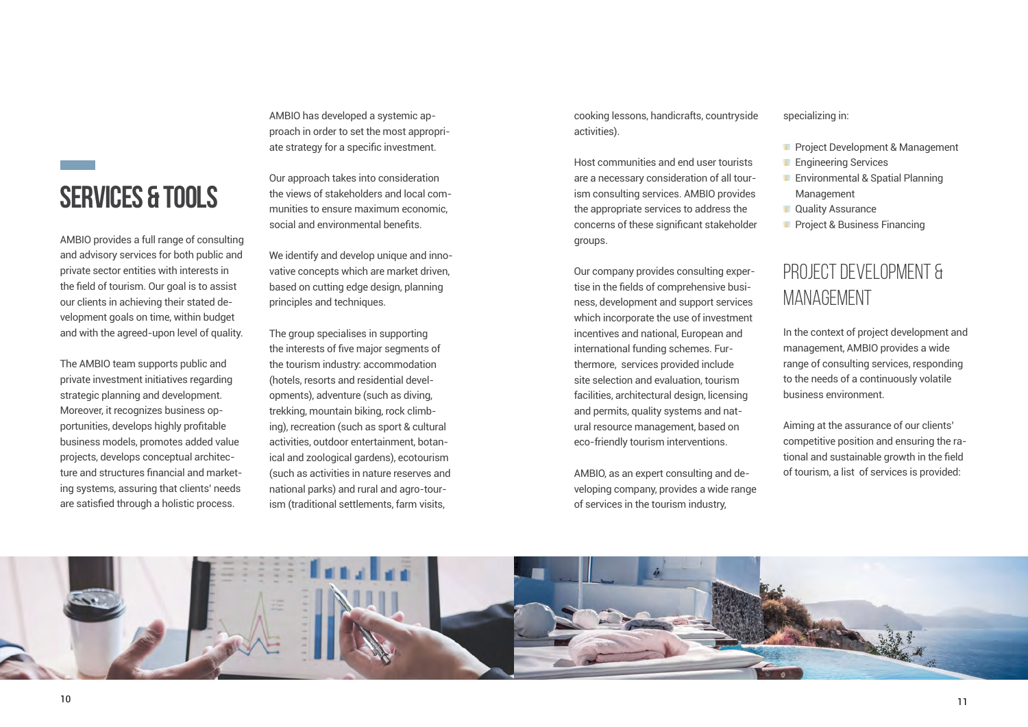## SERVICES & TOOLS

AMBIO provides a full range of consulting and advisory services for both public and private sector entities with interests in the field of tourism. Our goal is to assist our clients in achieving their stated development goals on time, within budget and with the agreed-upon level of quality.

The AMBIO team supports public and private investment initiatives regarding strategic planning and development. Moreover, it recognizes business opportunities, develops highly profitable business models, promotes added value projects, develops conceptual architecture and structures financial and marketing systems, assuring that clients' needs are satisfied through a holistic process.

AMBIO has developed a systemic approach in order to set the most appropriate strategy for a specific investment.

Our approach takes into consideration the views of stakeholders and local communities to ensure maximum economic, social and environmental benefits.

We identify and develop unique and innovative concepts which are market driven, based on cutting edge design, planning principles and techniques.

The group specialises in supporting the interests of five major segments of the tourism industry: accommodation (hotels, resorts and residential developments), adventure (such as diving, trekking, mountain biking, rock climbing), recreation (such as sport & cultural activities, outdoor entertainment, botanical and zoological gardens), ecotourism (such as activities in nature reserves and national parks) and rural and agro-tourism (traditional settlements, farm visits, cooking lessons, handicrafts, countryside activities).

Host communities and end user tourists are a necessary consideration of all tourism consulting services. AMBIO provides the appropriate services to address the concerns of these significant stakeholder groups.

Our company provides consulting expertise in the fields of comprehensive business, development and support services which incorporate the use of investment incentives and national, European and international funding schemes. Furthermore, services provided include site selection and evaluation, tourism facilities, architectural design, licensing and permits, quality systems and natural resource management, based on eco-friendly tourism interventions.

AMBIO, as an expert consulting and developing company, provides a wide range of services in the tourism industry, specializing in:

- Project Development & Management
- Engineering Services
- Environmental & Spatial Planning Management
- Quality Assurance
- Project & Business Financing

## PROJECT DEVELOPMENT & MANAGEMENT

In the context of project development and management, AMBIO provides a wide range of consulting services, responding to the needs of a continuously volatile business environment.

Aiming at the assurance of our clients' competitive position and ensuring the rational and sustainable growth in the field of tourism, a list of services is provided: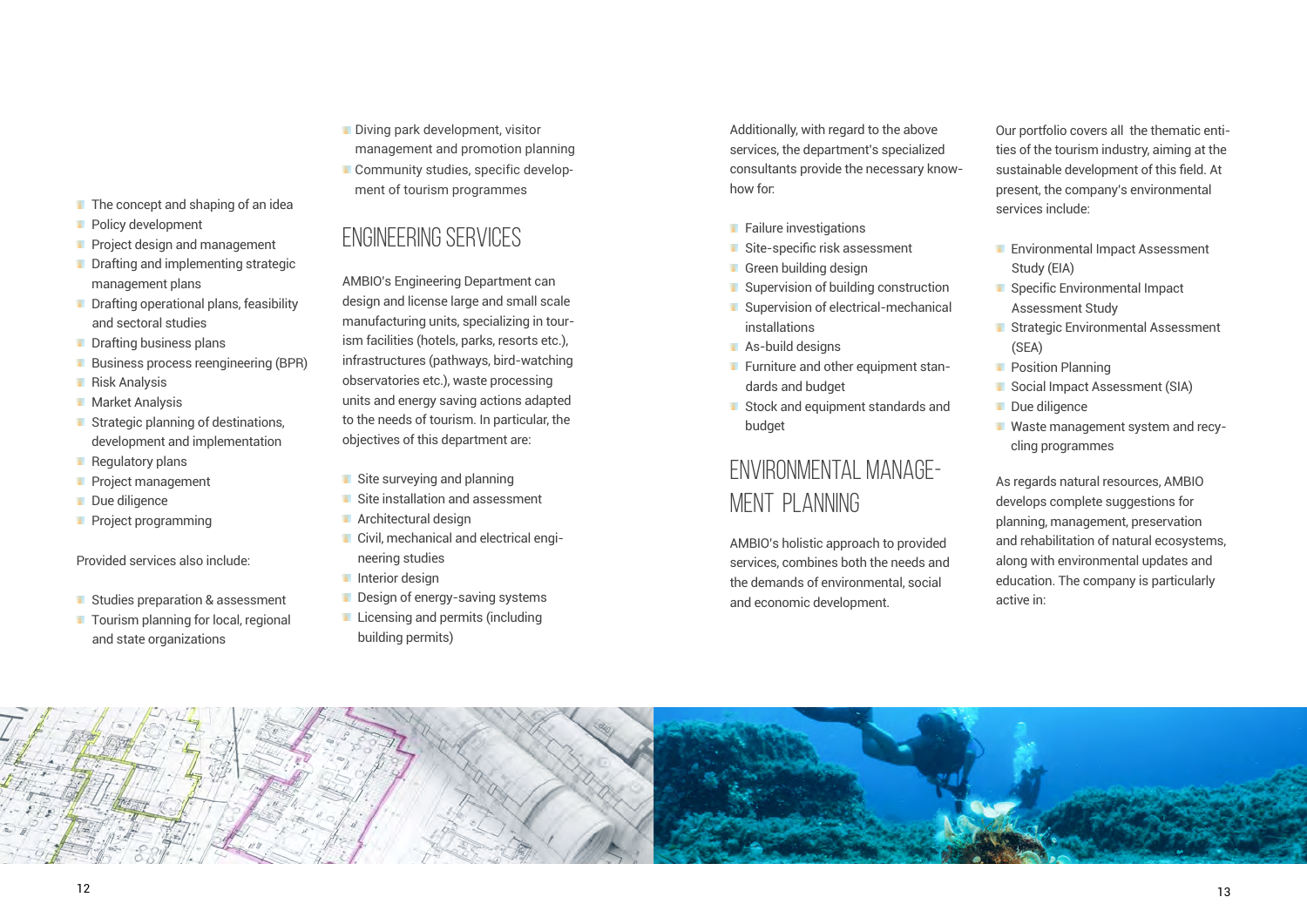- The concept and shaping of an idea
- Policy development
- Project design and management
- Drafting and implementing strategic management plans
- Drafting operational plans, feasibility and sectoral studies
- Drafting business plans
- Business process reengineering (BPR)
- Risk Analysis
- Market Analysis
- Strategic planning of destinations, development and implementation
- Regulatory plans
- Project management
- Due diligence
- Project programming

Provided services also include:

- Studies preparation & assessment
- Tourism planning for local, regional and state organizations
- Diving park development, visitor management and promotion planning
- Community studies, specific development of tourism programmes

## ENGINEERING SERVICES

AMBIO's Engineering Department can design and license large and small scale manufacturing units, specializing in tourism facilities (hotels, parks, resorts etc.), infrastructures (pathways, bird-watching observatories etc.), waste processing units and energy saving actions adapted to the needs of tourism. In particular, the objectives of this department are:

- Site surveying and planning
- Site installation and assessment
- Architectural design
- Civil, mechanical and electrical engineering studies
- Interior design
- Design of energy-saving systems
- Licensing and permits (including building permits)

Additionally, with regard to the above services, the department's specialized consultants provide the necessary know-how for:

- Failure investigations
- Site-specific risk assessment
- Green building design
- Supervision of building construction
- Supervision of electrical-mechanical installations
- As-build designs
- Furniture and other equipment standards and budget
- Stock and equipment standards and budget

## ENVIRONMENTAL MANAGEMENT PLANNING

AMBIO's holistic approach to provided services, combines both the needs and the demands of environmental, social and economic development.

Our portfolio covers all the thematic entities of the tourism industry, aiming at the sustainable development of this field. At present, the company's environmental services include:

- Environmental Impact Assessment Study (EIA)
- Specific Environmental Impact Assessment Study
- Strategic Environmental Assessment (SEA)
- Position Planning
- Social Impact Assessment (SIA)
- Due diligence
- Waste management system and recycling programmes

As regards natural resources, AMBIO develops complete suggestions for planning, management, preservation and rehabilitation of natural ecosystems, along with environmental updates and education. The company is particularly active in: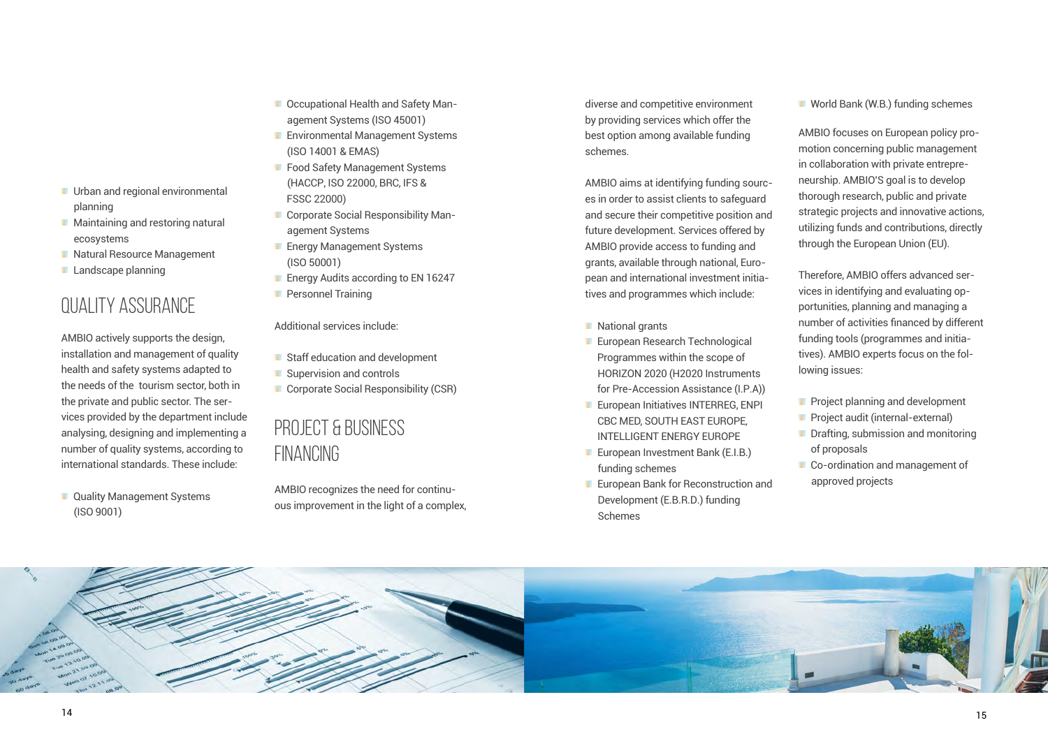- Urban and regional environmental planning
- Maintaining and restoring natural ecosystems
- Natural Resource Management
- Landscape planning

## QUALITY ASSURANCE

AMBIO actively supports the design, installation and management of quality health and safety systems adapted to the needs of the tourism sector, both in the private and public sector. The services provided by the department include analysing, designing and implementing a number of quality systems, according to international standards. These include:

- Quality Management Systems (ISO 9001)
- Occupational Health and Safety Management Systems (ISO 45001)
- Environmental Management Systems (ISO 14001 & EMAS)
- Food Safety Management Systems (HACCP, ISO 22000, BRC, IFS & FSSC 22000)
- Corporate Social Responsibility Management Systems
- Energy Management Systems (ISO 50001)
- Energy Audits according to EN 16247
- Personnel Training

Additional services include:

- Staff education and development
- Supervision and controls
- Corporate Social Responsibility (CSR)

## PROJECT & BUSINESS FINANCING

AMBIO recognizes the need for continuous improvement in the light of a complex, diverse and competitive environment by providing services which offer the best option among available funding schemes.

AMBIO aims at identifying funding sources in order to assist clients to safeguard and secure their competitive position and future development. Services offered by AMBIO provide access to funding and grants, available through national, European and international investment initiatives and programmes which include:

- National grants
- European Research Technological Programmes within the scope of HORIZON 2020 (H2020 Instruments for Pre-Accession Assistance (I.P.A))
- European Initiatives INTERREG, ENPI CBC MED, SOUTH EAST EUROPE, INTELLIGENT ENERGY EUROPE
- European Investment Bank (E.I.B.) funding schemes
- European Bank for Reconstruction and Development (E.B.R.D.) funding Schemes
- World Bank (W.B.) funding schemes

AMBIO focuses on European policy promotion concerning public management in collaboration with private entrepreneurship. AMBIO'S goal is to develop thorough research, public and private strategic projects and innovative actions, utilizing funds and contributions, directly through the European Union (EU).

Therefore, AMBIO offers advanced services in identifying and evaluating opportunities, planning and managing a number of activities financed by different funding tools (programmes and initiatives). AMBIO experts focus on the following issues:

- Project planning and development
- Project audit (internal-external)
- Drafting, submission and monitoring of proposals
- Co-ordination and management of approved projects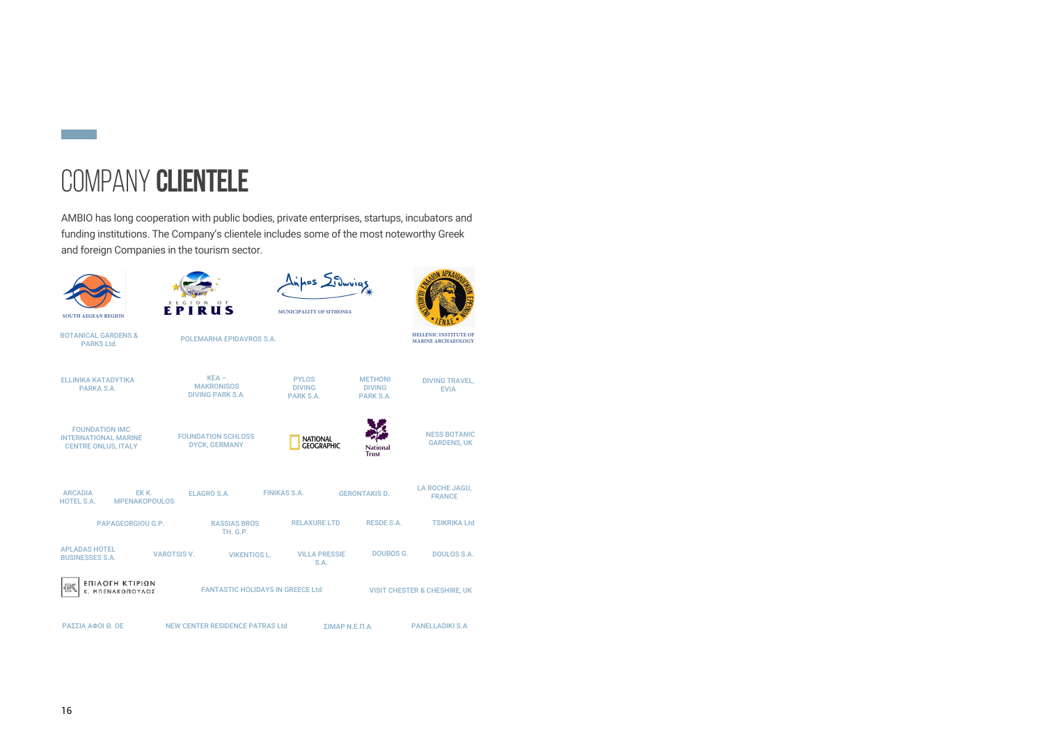# COMPANY **CLIENTELE**

AMBIO has long cooperation with public bodies, private enterprises, startups, incubators and funding institutions. The Company's clientele includes some of the most noteworthy Greek and foreign Companies in the tourism sector.

SOUTH AEGEAN REGION

REGION OF EPIRUS

Δήμος Σιθωνίας

MUNICIPALITY OF SITHONIA

HELLENIC INSTITUTE OF MARINE ARCHAEOLOGY

BOTANICAL GARDENS & PARKS Ltd.

POLEMARHA EPIDAVROS S.A.

ELLINIKA KATADYTIKA PARKA S.A.

KEA – MAKRONISOS DIVING PARK S.A.

PYLOS DIVING PARK S.A.

METHONI DIVING PARK S.A.

DIVING TRAVEL, EVIA

FOUNDATION IMC INTERNATIONAL MARINE CENTRE ONLUS, ITALY

FOUNDATION SCHLOSS DYCK, GERMANY

NATIONAL GEOGRAPHIC

National Trust

NESS BOTANIC GARDENS, UK

ARCADIA HOTEL S.A.

EK K. MPENAKOPOULOS

ELAGRO S.A.

FINIKAS S.A.

GERONTAKIS D.

LA ROCHE JAGU, FRANCE

PAPAGEORGIOU G.P.

RASSIAS BROS TH. G.P.

RELAXURE LTD

RESDE S.A.

TSIKRIKA Ltd

APLADAS HOTEL BUSINESSES S.A.

VAROTSIS V.

VIKENTIOS L.

VILLA PRESSIE S.A.

DOUBOS G.

DOULOS S.A.

ΕΠΙΛΟΓΗ ΚΤΙΡΙΩΝ Κ. ΜΠΕΝΑΚΟΠΟΥΛΟΣ

FANTASTIC HOLIDAYS IN GREECE Ltd

VISIT CHESTER & CHESHIRE, UK

ΡΑΣΣΙΑ ΑΦΟΙ Θ. ΟΕ

NEW CENTER RESIDENCE PATRAS Ltd

ΣΙΜΑΡ Ν.Ε.Π.Α.

PANELLADIKI S.A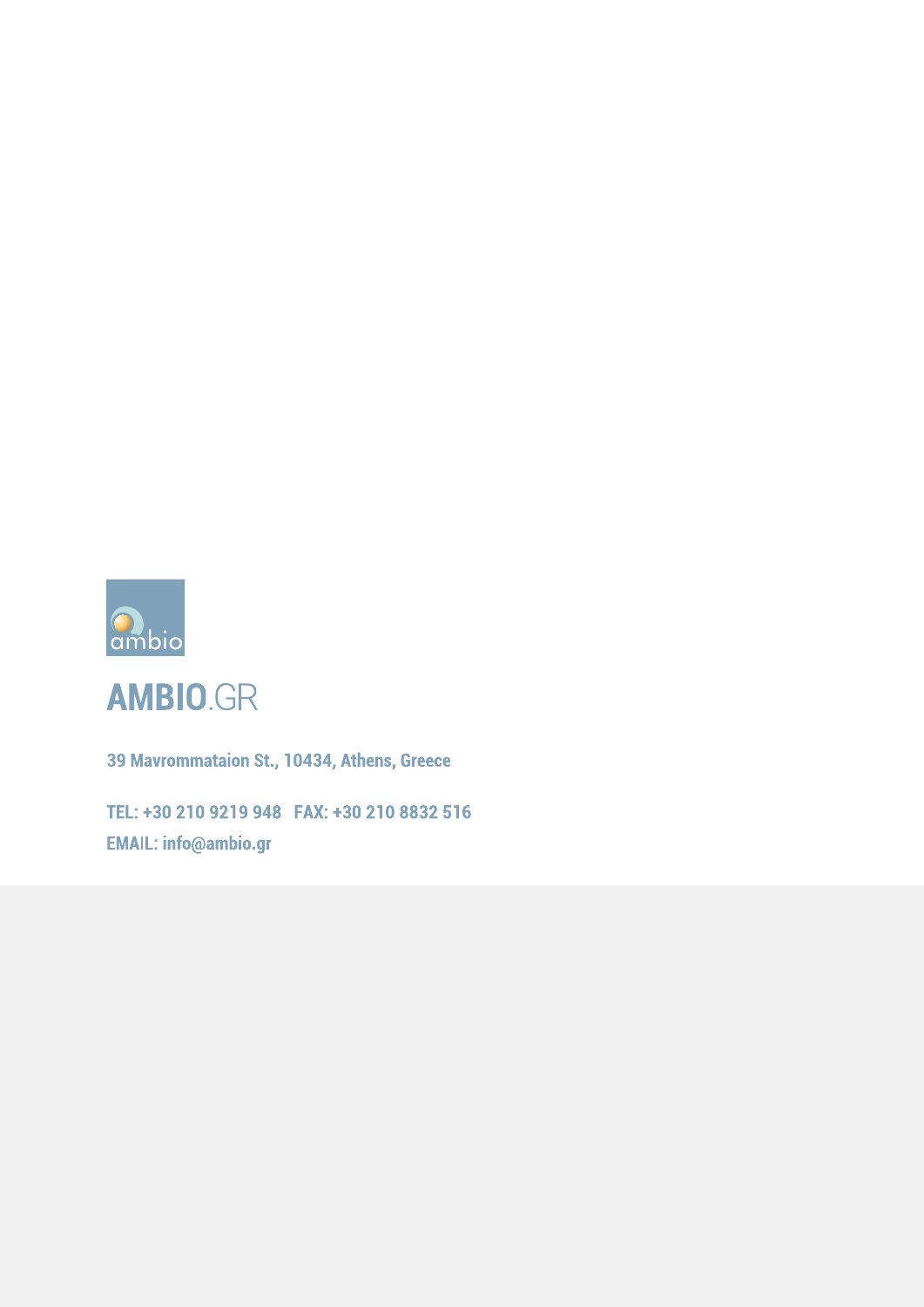ambio

AMBIO.GR

39 Mavrommataion St., 10434, Athens, Greece

TEL: +30 210 9219 948   FAX: +30 210 8832 516

EMAIL: info@ambio.gr